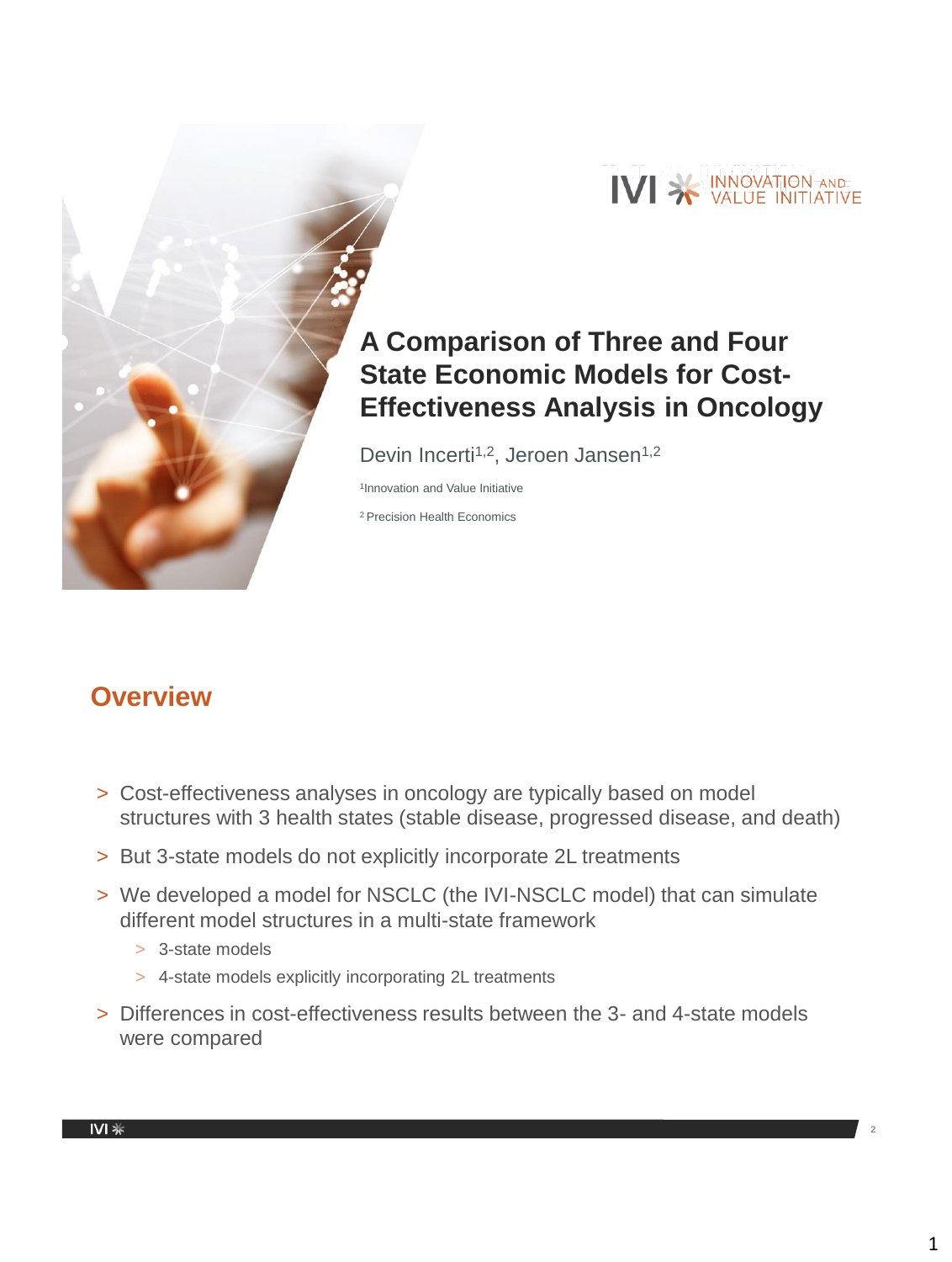# A Comparison of Three and Four State Economic Models for Cost-Effectiveness Analysis in Oncology

Devin Incerti[1,2], Jeroen Jansen[1,2]

[1]Innovation and Value Initiative

[2] Precision Health Economics

## Overview

- Cost-effectiveness analyses in oncology are typically based on model structures with 3 health states (stable disease, progressed disease, and death)
- But 3-state models do not explicitly incorporate 2L treatments
- We developed a model for NSCLC (the IVI-NSCLC model) that can simulate different model structures in a multi-state framework
  - 3-state models
  - 4-state models explicitly incorporating 2L treatments
- Differences in cost-effectiveness results between the 3- and 4-state models were compared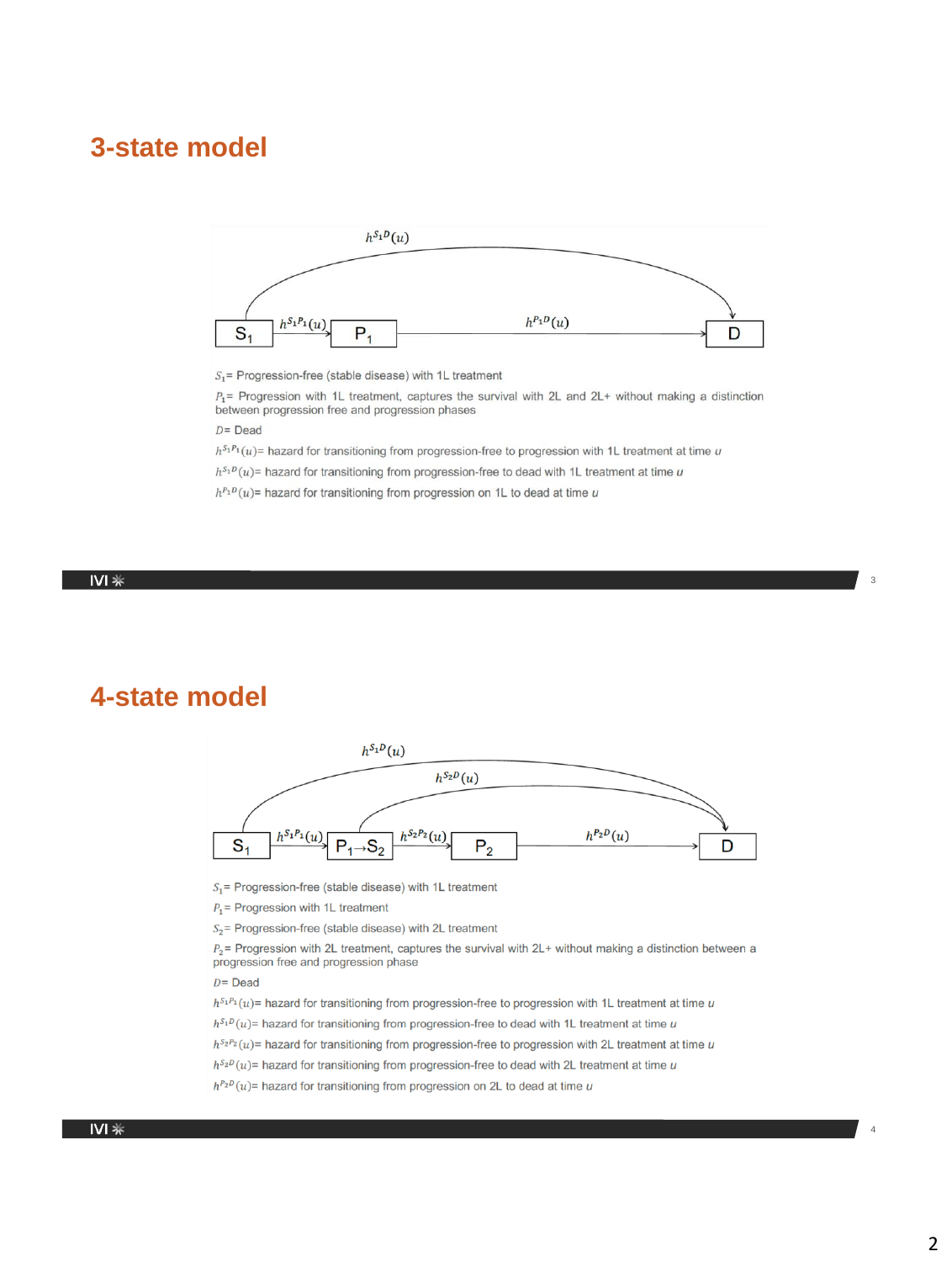## 3-state model

$S_1$= Progression-free (stable disease) with 1L treatment

$P_1$= Progression with 1L treatment, captures the survival with 2L and 2L+ without making a distinction between progression free and progression phases

$D$= Dead

$h^{S_1P_1}(u)$= hazard for transitioning from progression-free to progression with 1L treatment at time $u$

$h^{S_1D}(u)$= hazard for transitioning from progression-free to dead with 1L treatment at time $u$

$h^{P_1D}(u)$= hazard for transitioning from progression on 1L to dead at time $u$

## 4-state model

$S_1$= Progression-free (stable disease) with 1L treatment

$P_1$= Progression with 1L treatment

$S_2$= Progression-free (stable disease) with 2L treatment

$P_2$= Progression with 2L treatment, captures the survival with 2L+ without making a distinction between a progression free and progression phase

$D$= Dead

$h^{S_1P_1}(u)$= hazard for transitioning from progression-free to progression with 1L treatment at time $u$

$h^{S_1D}(u)$= hazard for transitioning from progression-free to dead with 1L treatment at time $u$

$h^{S_2P_2}(u)$= hazard for transitioning from progression-free to progression with 2L treatment at time $u$

$h^{S_2D}(u)$= hazard for transitioning from progression-free to dead with 2L treatment at time $u$

$h^{P_2D}(u)$= hazard for transitioning from progression on 2L to dead at time $u$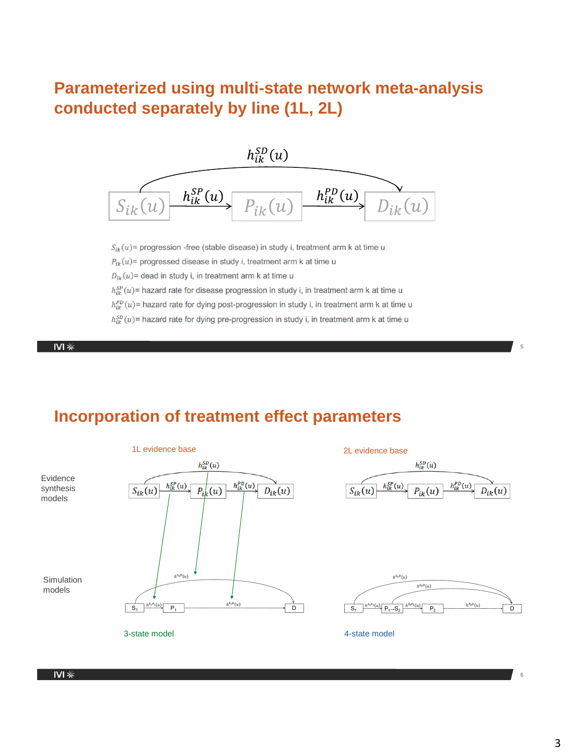# Parameterized using multi-state network meta-analysis conducted separately by line (1L, 2L)

$h_{ik}^{SD}(u)$

$S_{ik}(u)$ → $h_{ik}^{SP}(u)$ → $P_{ik}(u)$ → $h_{ik}^{PD}(u)$ → $D_{ik}(u)$

$S_{ik}(u)$= progression -free (stable disease) in study i, treatment arm k at time u

$P_{ik}(u)$= progressed disease in study i, treatment arm k at time u

$D_{ik}(u)$= dead in study i, in treatment arm k at time u

$h_{ik}^{SP}(u)$= hazard rate for disease progression in study i, in treatment arm k at time u

$h_{ik}^{PD}(u)$= hazard rate for dying post-progression in study i, in treatment arm k at time u

$h_{ik}^{SD}(u)$= hazard rate for dying pre-progression in study i, in treatment arm k at time u

# Incorporation of treatment effect parameters

**Evidence synthesis models**

1L evidence base: $S_{ik}(u)$ → $h_{ik}^{SP}(u)$ → $P_{ik}(u)$ → $h_{ik}^{PD}(u)$ → $D_{ik}(u)$; $h_{ik}^{SD}(u)$

2L evidence base: $S_{ik}(u)$ → $h_{ik}^{SP}(u)$ → $P_{ik}(u)$ → $h_{ik}^{PD}(u)$ → $D_{ik}(u)$; $h_{ik}^{SD}(u)$

**Simulation models**

3-state model: $S_1$ → $h^{S_1P_1}(u)$ → $P_1$ → $h^{P_1D}(u)$ → D; $h^{S_1D}(u)$

4-state model: $S_1$ → $h^{S_1P_1}(u)$ → $P_1 \rightarrow S_2$ → $h^{S_2P_2}(u)$ → $P_2$ → $h^{P_2D}(u)$ → D; $h^{S_1D}(u)$; $h^{S_2D}(u)$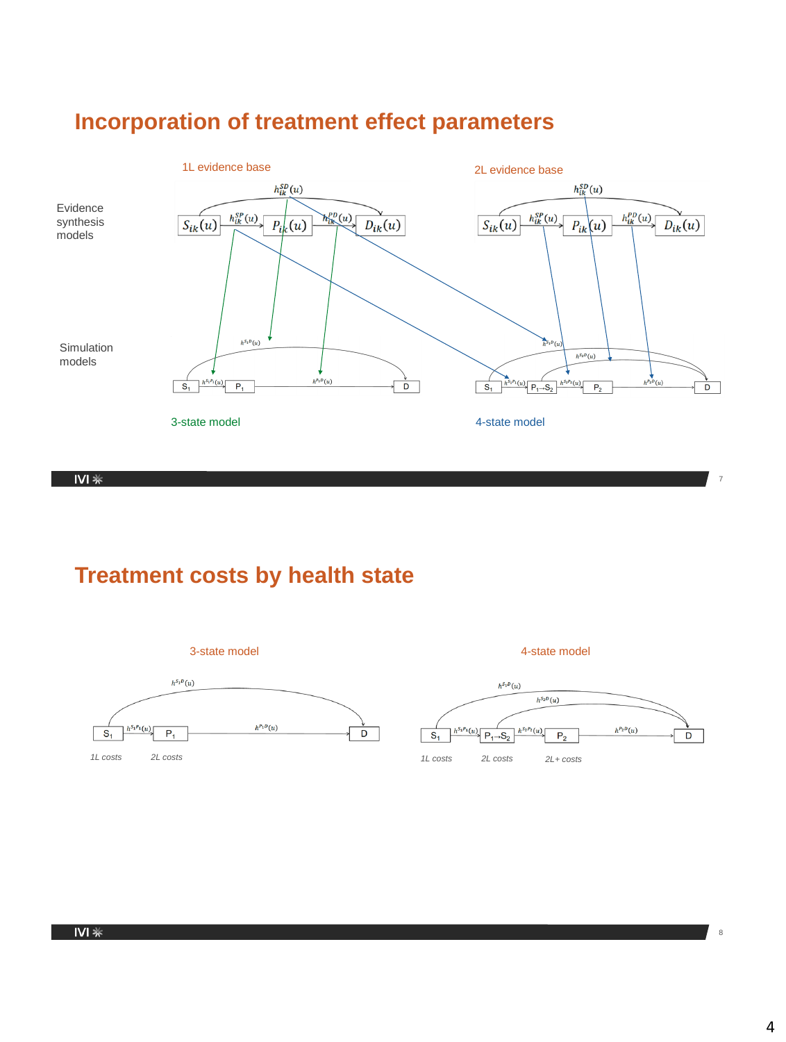## Incorporation of treatment effect parameters

1L evidence base

2L evidence base

Evidence synthesis models

$h_{ik}^{SD}(u)$

$S_{ik}(u)$ $h_{ik}^{SP}(u)$ $P_{ik}(u)$ $h_{ik}^{PD}(u)$ $D_{ik}(u)$

Simulation models

$h^{S_1D}(u)$

$S_1$ $h^{S_1P_1}(u)$ $P_1$ $h^{P_1D}(u)$ D

$h^{S_1D}(u)$ $h^{S_2D}(u)$

$S_1$ $h^{S_1P_1}(u)$ $P_1 \rightarrow S_2$ $h^{S_2P_2}(u)$ $P_2$ $h^{P_2D}(u)$ D

3-state model

4-state model

## Treatment costs by health state

3-state model

$h^{S_1D}(u)$

$S_1$ $h^{S_1P_1}(u)$ $P_1$ $h^{P_1D}(u)$ D

*1L costs* *2L costs*

4-state model

$h^{S_1D}(u)$ $h^{S_2D}(u)$

$S_1$ $h^{S_1P_1}(u)$ $P_1 \rightarrow S_2$ $h^{S_2P_2}(u)$ $P_2$ $h^{P_2D}(u)$ D

*1L costs* *2L costs* *2L+ costs*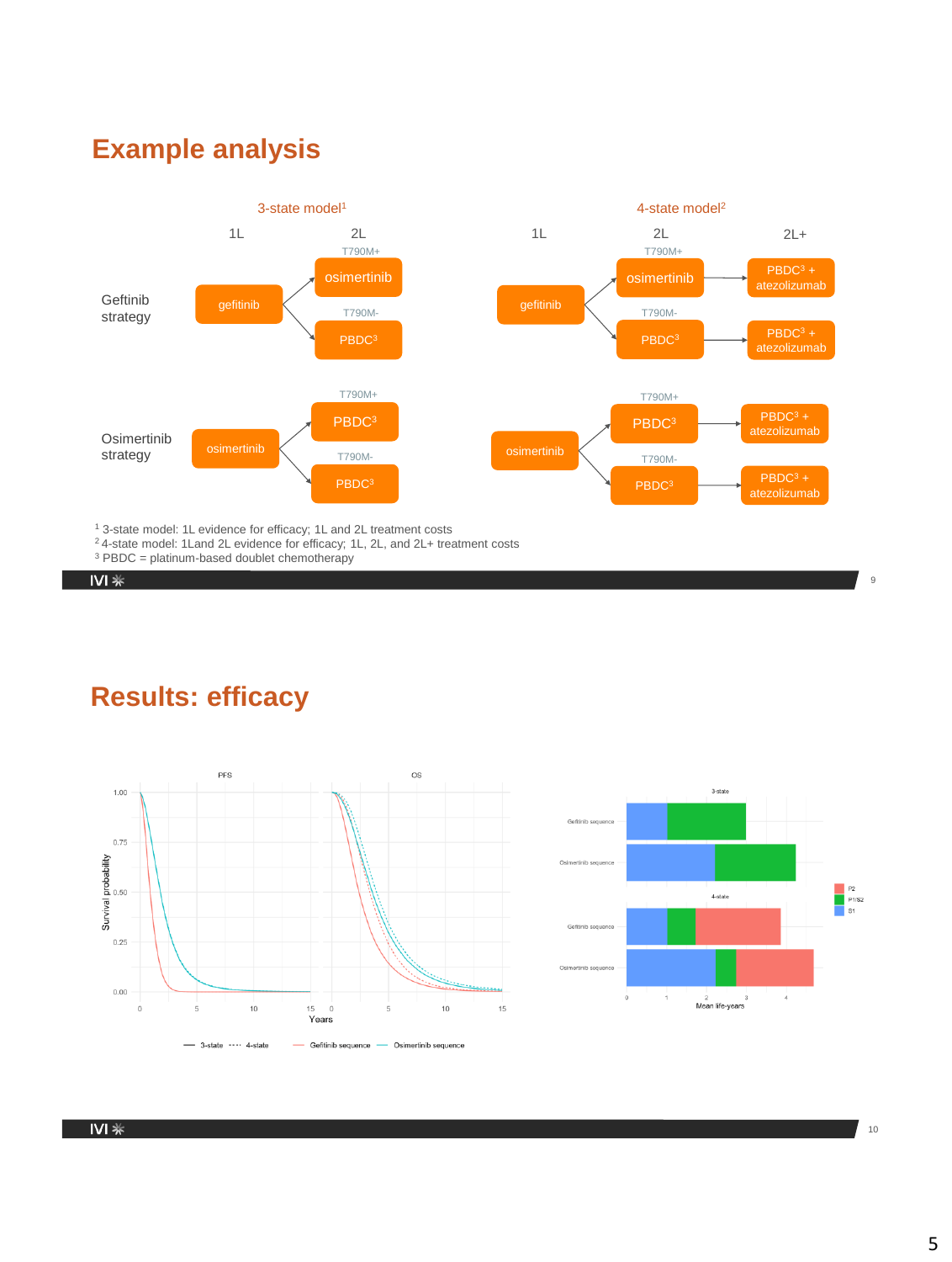## Example analysis

| | 3-state model[1] | | | 4-state model[2] | | |
|---|---|---|---|---|---|---|
| | **1L** | **2L** | | **1L** | **2L** | **2L+** |
| Geftinib strategy | gefitinib | T790M+: osimertinib | | gefitinib | T790M+: osimertinib | PBDC[3] + atezolizumab |
| | | T790M-: PBDC[3] | | | T790M-: PBDC[3] | PBDC[3] + atezolizumab |
| Osimertinib strategy | osimertinib | T790M+: PBDC[3] | | osimertinib | T790M+: PBDC[3] | PBDC[3] + atezolizumab |
| | | T790M-: PBDC[3] | | | T790M-: PBDC[3] | PBDC[3] + atezolizumab |

[1] 3-state model: 1L evidence for efficacy; 1L and 2L treatment costs
[2] 4-state model: 1Land 2L evidence for efficacy; 1L, 2L, and 2L+ treatment costs
[3] PBDC = platinum-based doublet chemotherapy

## Results: efficacy

PFS | OS

Survival probability (0.00–1.00) vs. Years (0–15)

— 3-state ···· 4-state — Gefitinib sequence — Osimertinib sequence

3-state: Gefitinib sequence, Osimertinib sequence
4-state: Gefitinib sequence, Osimertinib sequence

Mean life-years (0–4)

P2 | P1/S2 | S1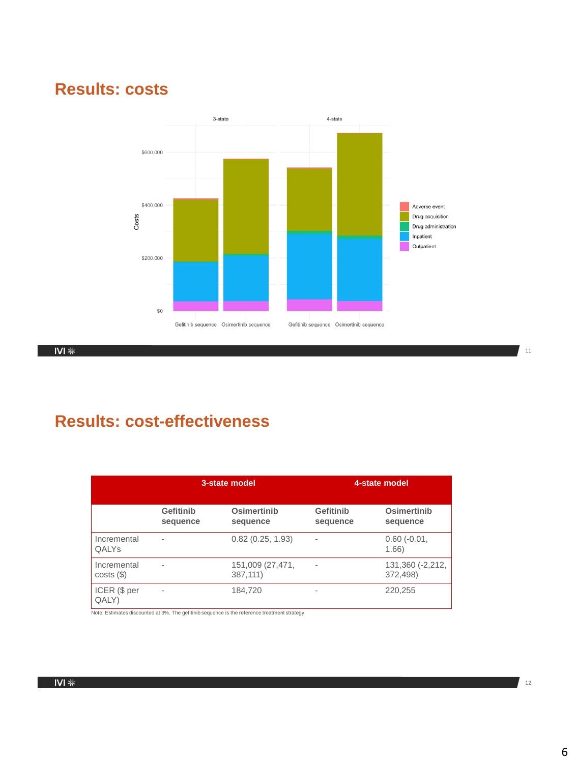## Results: costs

## Results: cost-effectiveness

| | 3-state model | | 4-state model | |
|---|---|---|---|---|
| | **Gefitinib sequence** | **Osimertinib sequence** | **Gefitinib sequence** | **Osimertinib sequence** |
| Incremental QALYs | - | 0.82 (0.25, 1.93) | - | 0.60 (-0.01, 1.66) |
| Incremental costs ($) | - | 151,009 (27,471, 387,111) | - | 131,360 (-2,212, 372,498) |
| ICER ($ per QALY) | - | 184,720 | - | 220,255 |

Note: Estimates discounted at 3%. The gefitinib sequence is the reference treatment strategy.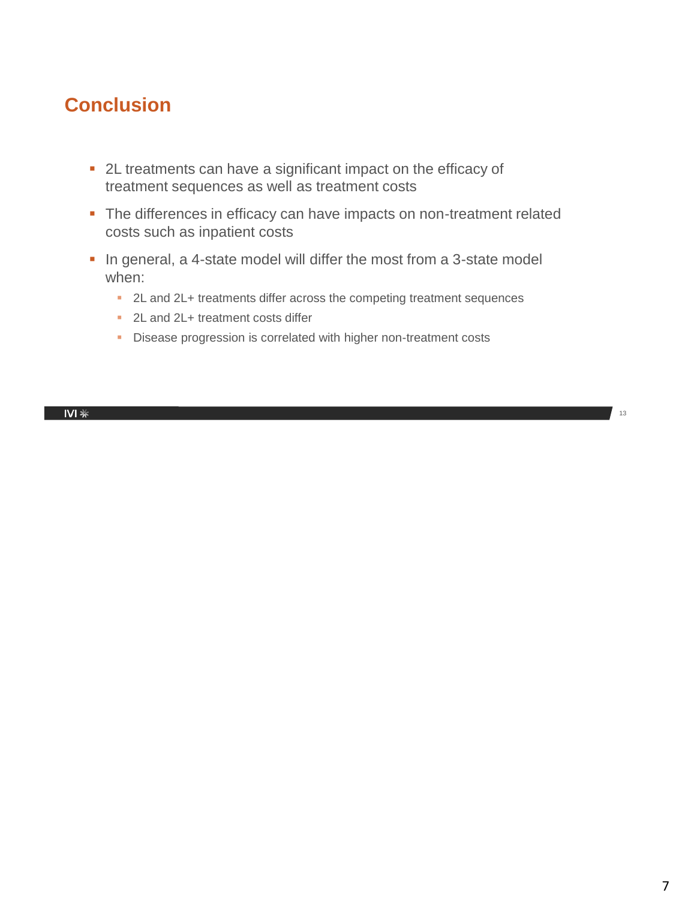## Conclusion

- 2L treatments can have a significant impact on the efficacy of treatment sequences as well as treatment costs
- The differences in efficacy can have impacts on non-treatment related costs such as inpatient costs
- In general, a 4-state model will differ the most from a 3-state model when:
  - 2L and 2L+ treatments differ across the competing treatment sequences
  - 2L and 2L+ treatment costs differ
  - Disease progression is correlated with higher non-treatment costs